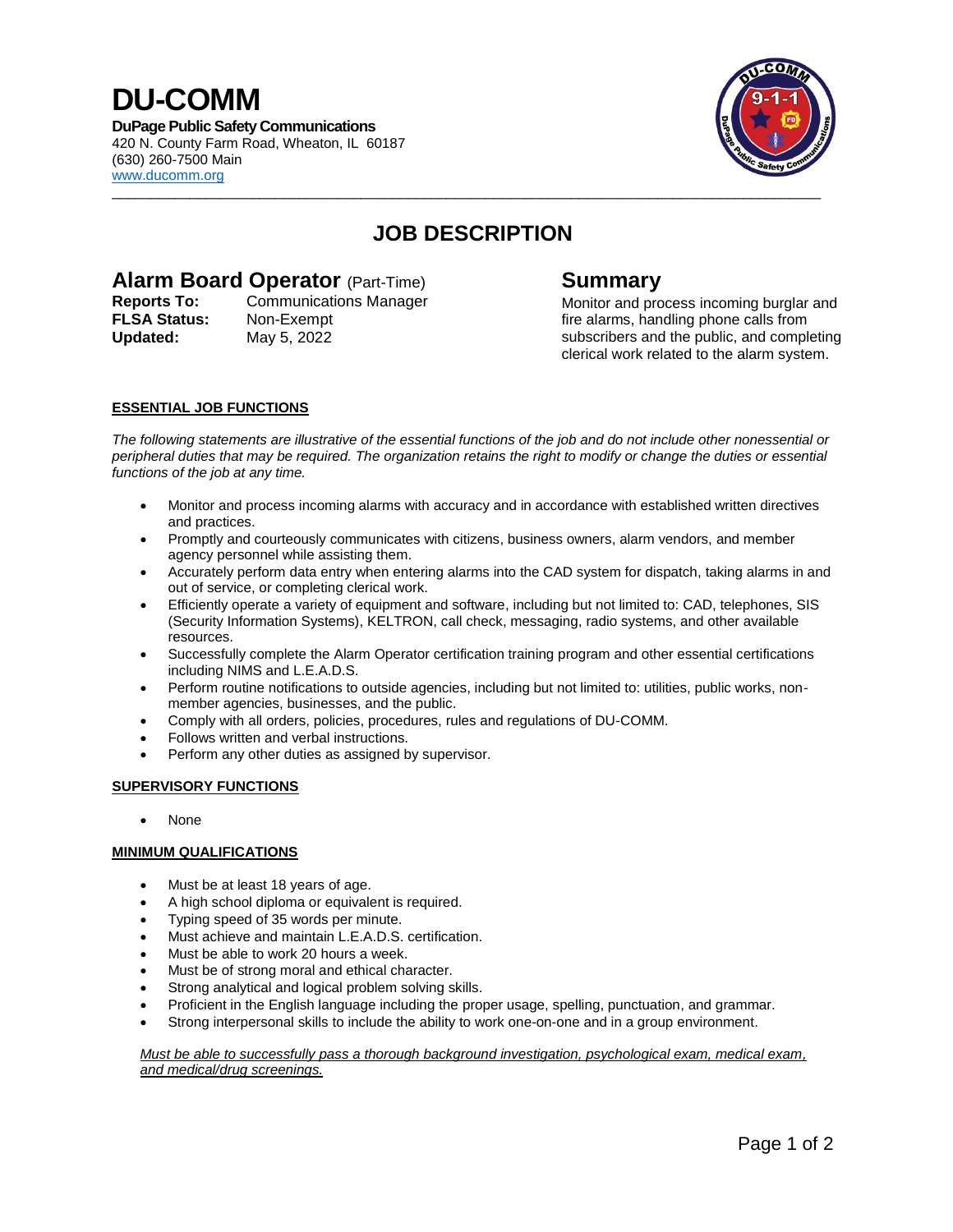# DU-COMM

**DuPage Public Safety Communications**
420 N. County Farm Road, Wheaton, IL 60187
(630) 260-7500 Main
www.ducomm.org

## JOB DESCRIPTION

## Alarm Board Operator (Part-Time)

**Reports To:** Communications Manager
**FLSA Status:** Non-Exempt
**Updated:** May 5, 2022

## Summary

Monitor and process incoming burglar and fire alarms, handling phone calls from subscribers and the public, and completing clerical work related to the alarm system.

### ESSENTIAL JOB FUNCTIONS

*The following statements are illustrative of the essential functions of the job and do not include other nonessential or peripheral duties that may be required. The organization retains the right to modify or change the duties or essential functions of the job at any time.*

- Monitor and process incoming alarms with accuracy and in accordance with established written directives and practices.
- Promptly and courteously communicates with citizens, business owners, alarm vendors, and member agency personnel while assisting them.
- Accurately perform data entry when entering alarms into the CAD system for dispatch, taking alarms in and out of service, or completing clerical work.
- Efficiently operate a variety of equipment and software, including but not limited to: CAD, telephones, SIS (Security Information Systems), KELTRON, call check, messaging, radio systems, and other available resources.
- Successfully complete the Alarm Operator certification training program and other essential certifications including NIMS and L.E.A.D.S.
- Perform routine notifications to outside agencies, including but not limited to: utilities, public works, non-member agencies, businesses, and the public.
- Comply with all orders, policies, procedures, rules and regulations of DU-COMM.
- Follows written and verbal instructions.
- Perform any other duties as assigned by supervisor.

### SUPERVISORY FUNCTIONS

- None

### MINIMUM QUALIFICATIONS

- Must be at least 18 years of age.
- A high school diploma or equivalent is required.
- Typing speed of 35 words per minute.
- Must achieve and maintain L.E.A.D.S. certification.
- Must be able to work 20 hours a week.
- Must be of strong moral and ethical character.
- Strong analytical and logical problem solving skills.
- Proficient in the English language including the proper usage, spelling, punctuation, and grammar.
- Strong interpersonal skills to include the ability to work one-on-one and in a group environment.

*Must be able to successfully pass a thorough background investigation, psychological exam, medical exam, and medical/drug screenings.*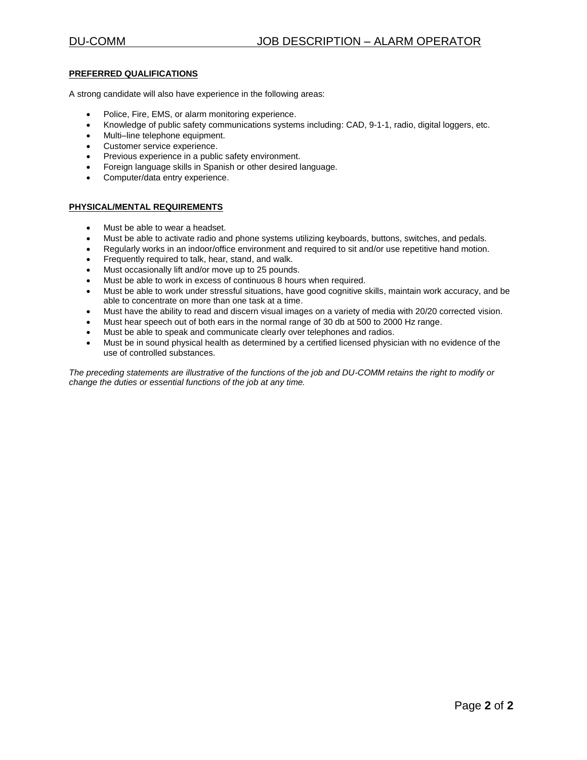**PREFERRED QUALIFICATIONS**

A strong candidate will also have experience in the following areas:

- Police, Fire, EMS, or alarm monitoring experience.
- Knowledge of public safety communications systems including: CAD, 9-1-1, radio, digital loggers, etc.
- Multi–line telephone equipment.
- Customer service experience.
- Previous experience in a public safety environment.
- Foreign language skills in Spanish or other desired language.
- Computer/data entry experience.

**PHYSICAL/MENTAL REQUIREMENTS**

- Must be able to wear a headset.
- Must be able to activate radio and phone systems utilizing keyboards, buttons, switches, and pedals.
- Regularly works in an indoor/office environment and required to sit and/or use repetitive hand motion.
- Frequently required to talk, hear, stand, and walk.
- Must occasionally lift and/or move up to 25 pounds.
- Must be able to work in excess of continuous 8 hours when required.
- Must be able to work under stressful situations, have good cognitive skills, maintain work accuracy, and be able to concentrate on more than one task at a time.
- Must have the ability to read and discern visual images on a variety of media with 20/20 corrected vision.
- Must hear speech out of both ears in the normal range of 30 db at 500 to 2000 Hz range.
- Must be able to speak and communicate clearly over telephones and radios.
- Must be in sound physical health as determined by a certified licensed physician with no evidence of the use of controlled substances.

*The preceding statements are illustrative of the functions of the job and DU-COMM retains the right to modify or change the duties or essential functions of the job at any time.*